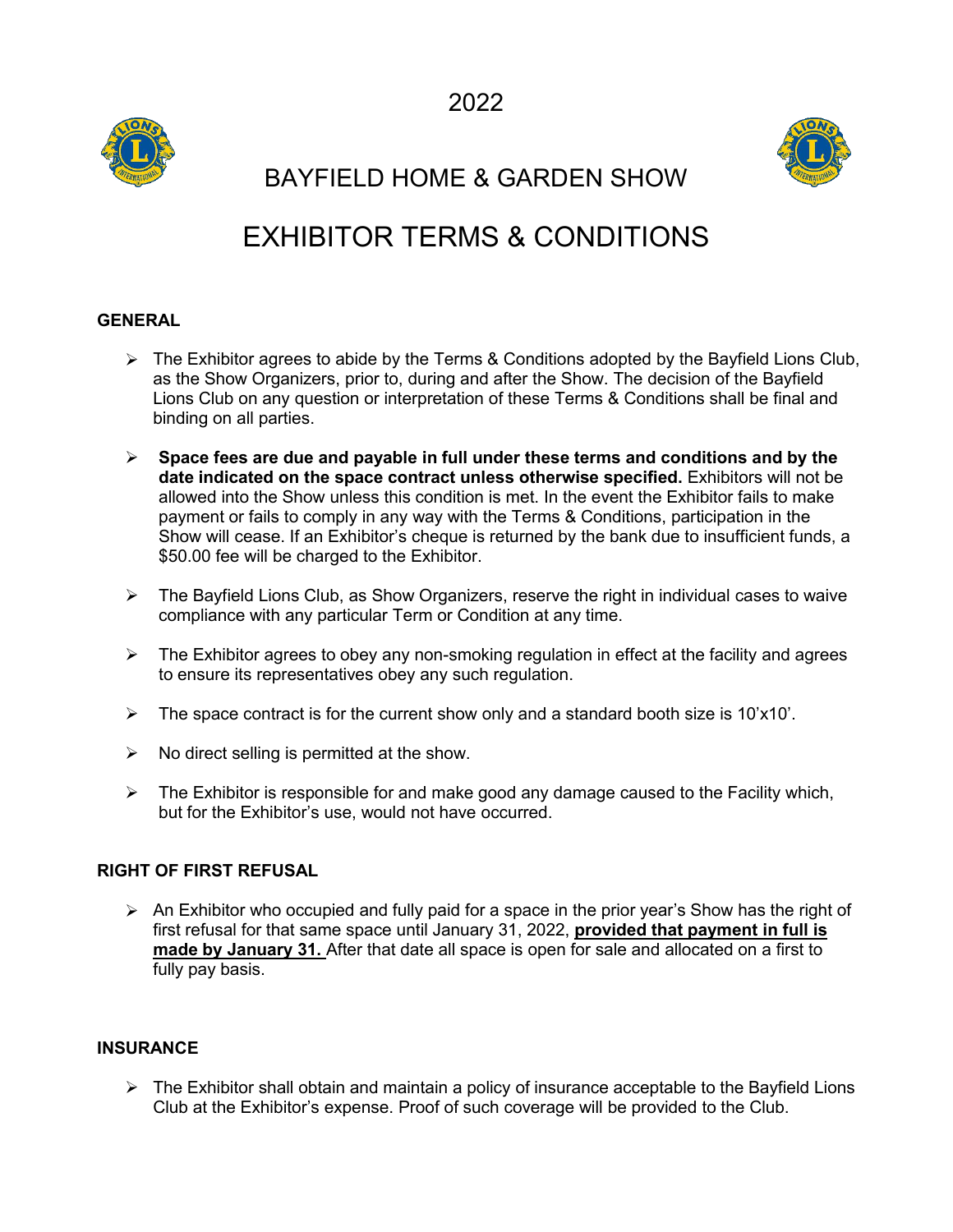2022

# BAYFIELD HOME & GARDEN SHOW

# EXHIBITOR TERMS & CONDITIONS

## GENERAL

- The Exhibitor agrees to abide by the Terms & Conditions adopted by the Bayfield Lions Club, as the Show Organizers, prior to, during and after the Show. The decision of the Bayfield Lions Club on any question or interpretation of these Terms & Conditions shall be final and binding on all parties.

- **Space fees are due and payable in full under these terms and conditions and by the date indicated on the space contract unless otherwise specified.** Exhibitors will not be allowed into the Show unless this condition is met. In the event the Exhibitor fails to make payment or fails to comply in any way with the Terms & Conditions, participation in the Show will cease. If an Exhibitor's cheque is returned by the bank due to insufficient funds, a $50.00 fee will be charged to the Exhibitor.

- The Bayfield Lions Club, as Show Organizers, reserve the right in individual cases to waive compliance with any particular Term or Condition at any time.

- The Exhibitor agrees to obey any non-smoking regulation in effect at the facility and agrees to ensure its representatives obey any such regulation.

- The space contract is for the current show only and a standard booth size is 10'x10'.

- No direct selling is permitted at the show.

- The Exhibitor is responsible for and make good any damage caused to the Facility which, but for the Exhibitor's use, would not have occurred.

## RIGHT OF FIRST REFUSAL

- An Exhibitor who occupied and fully paid for a space in the prior year's Show has the right of first refusal for that same space until January 31, 2022, **provided that payment in full is made by January 31.** After that date all space is open for sale and allocated on a first to fully pay basis.

## INSURANCE

- The Exhibitor shall obtain and maintain a policy of insurance acceptable to the Bayfield Lions Club at the Exhibitor's expense. Proof of such coverage will be provided to the Club.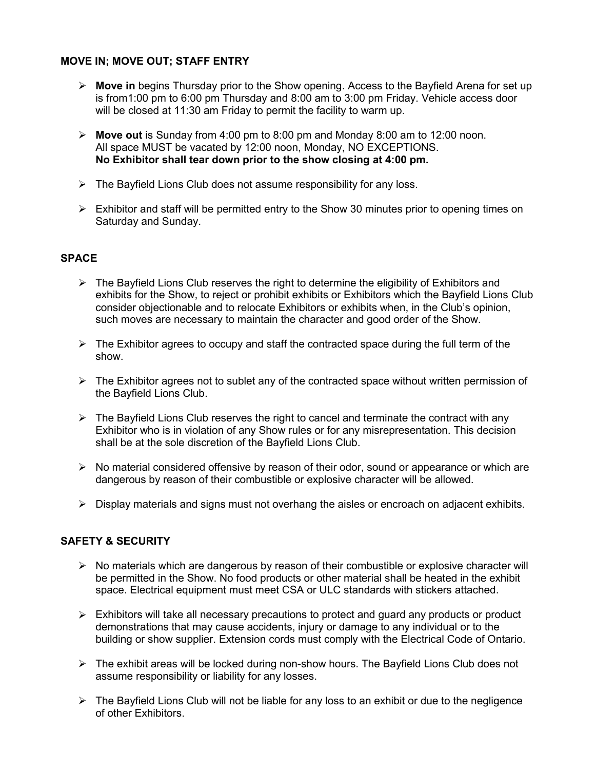**MOVE IN; MOVE OUT; STAFF ENTRY**

- **Move in** begins Thursday prior to the Show opening. Access to the Bayfield Arena for set up is from1:00 pm to 6:00 pm Thursday and 8:00 am to 3:00 pm Friday. Vehicle access door will be closed at 11:30 am Friday to permit the facility to warm up.
- **Move out** is Sunday from 4:00 pm to 8:00 pm and Monday 8:00 am to 12:00 noon. All space MUST be vacated by 12:00 noon, Monday, NO EXCEPTIONS. **No Exhibitor shall tear down prior to the show closing at 4:00 pm.**
- The Bayfield Lions Club does not assume responsibility for any loss.
- Exhibitor and staff will be permitted entry to the Show 30 minutes prior to opening times on Saturday and Sunday.

**SPACE**

- The Bayfield Lions Club reserves the right to determine the eligibility of Exhibitors and exhibits for the Show, to reject or prohibit exhibits or Exhibitors which the Bayfield Lions Club consider objectionable and to relocate Exhibitors or exhibits when, in the Club's opinion, such moves are necessary to maintain the character and good order of the Show.
- The Exhibitor agrees to occupy and staff the contracted space during the full term of the show.
- The Exhibitor agrees not to sublet any of the contracted space without written permission of the Bayfield Lions Club.
- The Bayfield Lions Club reserves the right to cancel and terminate the contract with any Exhibitor who is in violation of any Show rules or for any misrepresentation. This decision shall be at the sole discretion of the Bayfield Lions Club.
- No material considered offensive by reason of their odor, sound or appearance or which are dangerous by reason of their combustible or explosive character will be allowed.
- Display materials and signs must not overhang the aisles or encroach on adjacent exhibits.

**SAFETY & SECURITY**

- No materials which are dangerous by reason of their combustible or explosive character will be permitted in the Show. No food products or other material shall be heated in the exhibit space. Electrical equipment must meet CSA or ULC standards with stickers attached.
- Exhibitors will take all necessary precautions to protect and guard any products or product demonstrations that may cause accidents, injury or damage to any individual or to the building or show supplier. Extension cords must comply with the Electrical Code of Ontario.
- The exhibit areas will be locked during non-show hours. The Bayfield Lions Club does not assume responsibility or liability for any losses.
- The Bayfield Lions Club will not be liable for any loss to an exhibit or due to the negligence of other Exhibitors.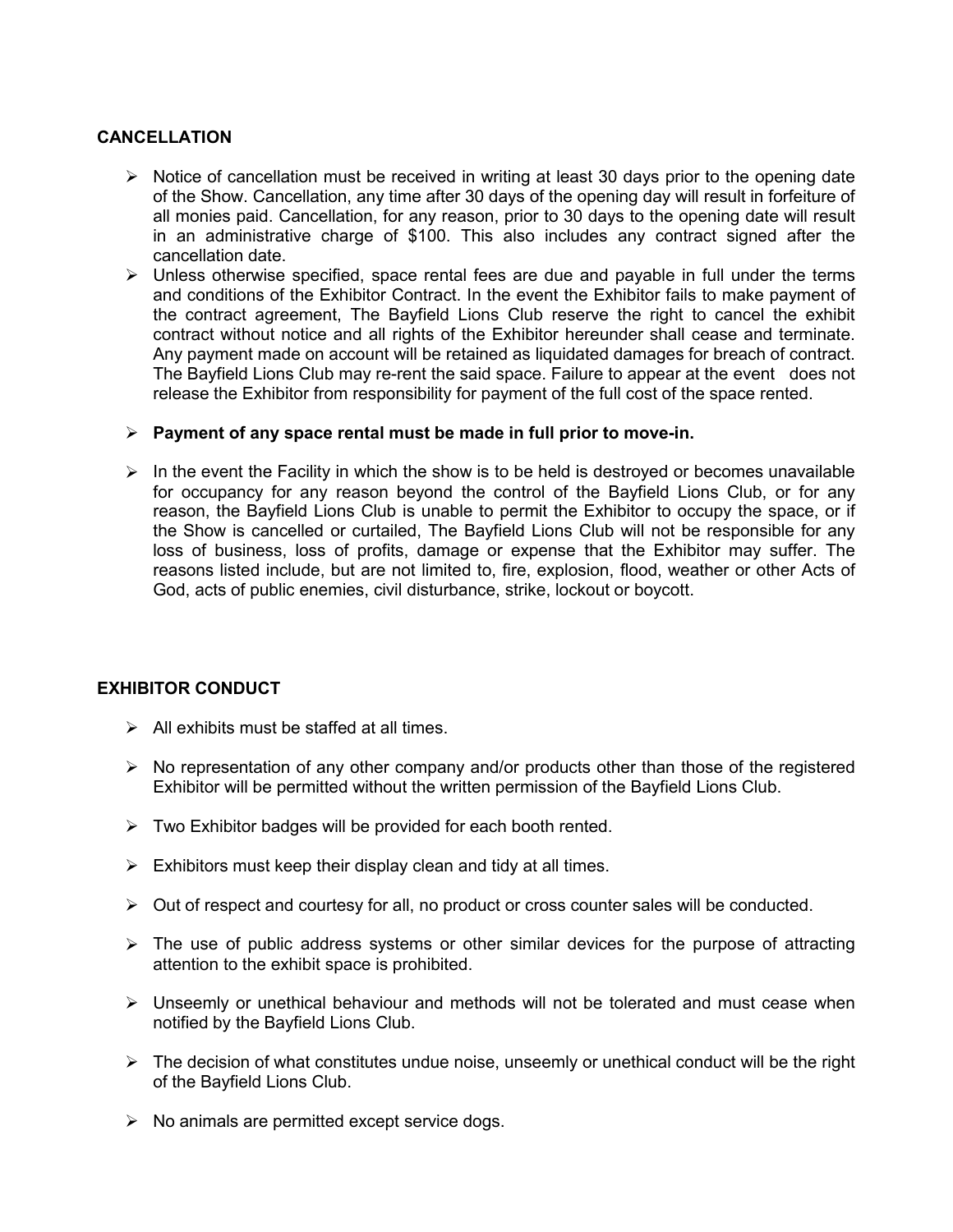## CANCELLATION

- Notice of cancellation must be received in writing at least 30 days prior to the opening date of the Show. Cancellation, any time after 30 days of the opening day will result in forfeiture of all monies paid. Cancellation, for any reason, prior to 30 days to the opening date will result in an administrative charge of $100. This also includes any contract signed after the cancellation date.
- Unless otherwise specified, space rental fees are due and payable in full under the terms and conditions of the Exhibitor Contract. In the event the Exhibitor fails to make payment of the contract agreement, The Bayfield Lions Club reserve the right to cancel the exhibit contract without notice and all rights of the Exhibitor hereunder shall cease and terminate. Any payment made on account will be retained as liquidated damages for breach of contract. The Bayfield Lions Club may re-rent the said space. Failure to appear at the event does not release the Exhibitor from responsibility for payment of the full cost of the space rented.
- **Payment of any space rental must be made in full prior to move-in.**
- In the event the Facility in which the show is to be held is destroyed or becomes unavailable for occupancy for any reason beyond the control of the Bayfield Lions Club, or for any reason, the Bayfield Lions Club is unable to permit the Exhibitor to occupy the space, or if the Show is cancelled or curtailed, The Bayfield Lions Club will not be responsible for any loss of business, loss of profits, damage or expense that the Exhibitor may suffer. The reasons listed include, but are not limited to, fire, explosion, flood, weather or other Acts of God, acts of public enemies, civil disturbance, strike, lockout or boycott.

## EXHIBITOR CONDUCT

- All exhibits must be staffed at all times.
- No representation of any other company and/or products other than those of the registered Exhibitor will be permitted without the written permission of the Bayfield Lions Club.
- Two Exhibitor badges will be provided for each booth rented.
- Exhibitors must keep their display clean and tidy at all times.
- Out of respect and courtesy for all, no product or cross counter sales will be conducted.
- The use of public address systems or other similar devices for the purpose of attracting attention to the exhibit space is prohibited.
- Unseemly or unethical behaviour and methods will not be tolerated and must cease when notified by the Bayfield Lions Club.
- The decision of what constitutes undue noise, unseemly or unethical conduct will be the right of the Bayfield Lions Club.
- No animals are permitted except service dogs.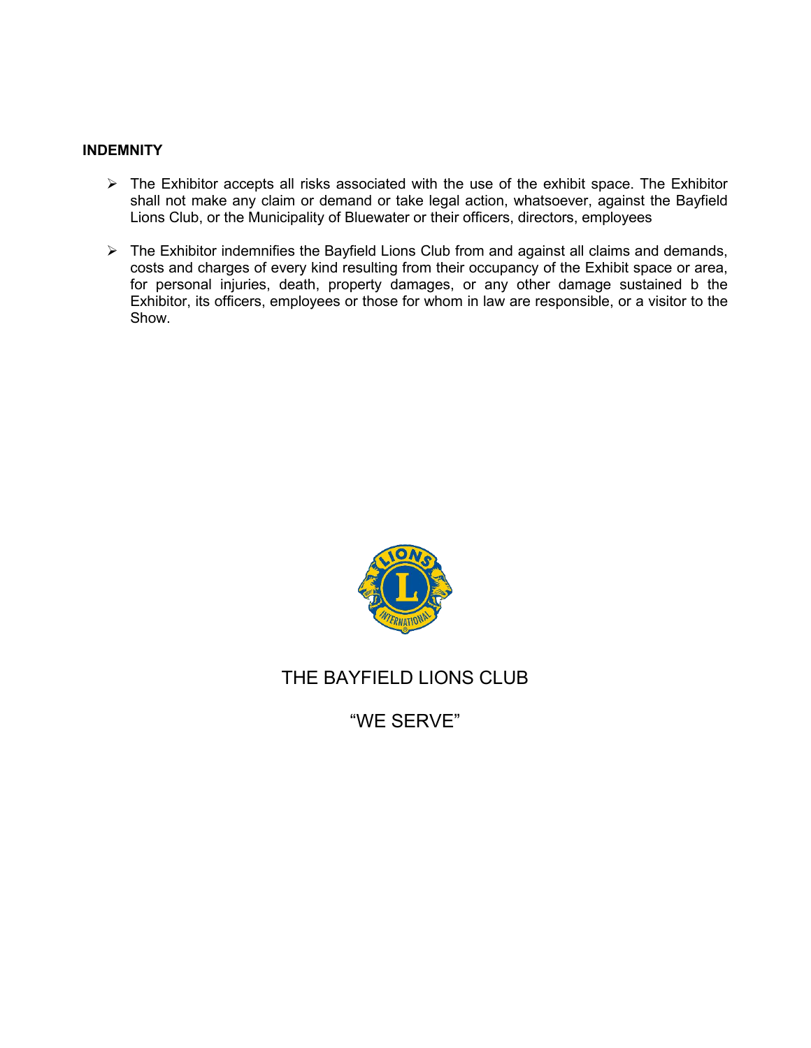**INDEMNITY**

- The Exhibitor accepts all risks associated with the use of the exhibit space. The Exhibitor shall not make any claim or demand or take legal action, whatsoever, against the Bayfield Lions Club, or the Municipality of Bluewater or their officers, directors, employees
- The Exhibitor indemnifies the Bayfield Lions Club from and against all claims and demands, costs and charges of every kind resulting from their occupancy of the Exhibit space or area, for personal injuries, death, property damages, or any other damage sustained b the Exhibitor, its officers, employees or those for whom in law are responsible, or a visitor to the Show.

THE BAYFIELD LIONS CLUB

"WE SERVE"